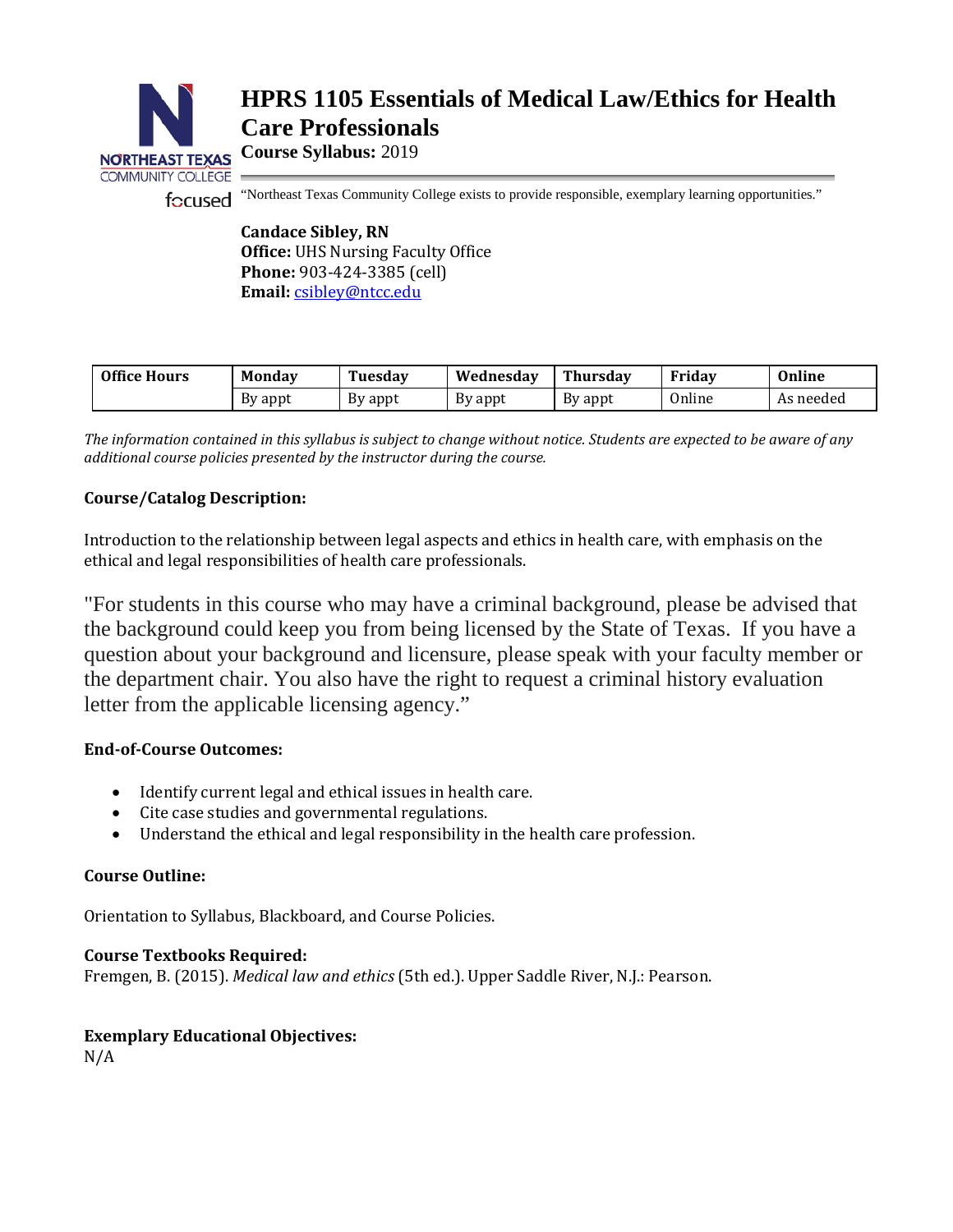# HPRS 1105 Essentials of Medical Law/Ethics for Health Care Professionals

**Course Syllabus:** 2019

"Northeast Texas Community College exists to provide responsible, exemplary learning opportunities."

**Candace Sibley, RN**
**Office:** UHS Nursing Faculty Office
**Phone:** 903-424-3385 (cell)
**Email:** csibley@ntcc.edu

| Office Hours | Monday | Tuesday | Wednesday | Thursday | Friday | Online |
|---|---|---|---|---|---|---|
| | By appt | By appt | By appt | By appt | Online | As needed |

*The information contained in this syllabus is subject to change without notice. Students are expected to be aware of any additional course policies presented by the instructor during the course.*

**Course/Catalog Description:**

Introduction to the relationship between legal aspects and ethics in health care, with emphasis on the ethical and legal responsibilities of health care professionals.

"For students in this course who may have a criminal background, please be advised that the background could keep you from being licensed by the State of Texas. If you have a question about your background and licensure, please speak with your faculty member or the department chair. You also have the right to request a criminal history evaluation letter from the applicable licensing agency."

**End-of-Course Outcomes:**

- Identify current legal and ethical issues in health care.
- Cite case studies and governmental regulations.
- Understand the ethical and legal responsibility in the health care profession.

**Course Outline:**

Orientation to Syllabus, Blackboard, and Course Policies.

**Course Textbooks Required:**
Fremgen, B. (2015). *Medical law and ethics* (5th ed.). Upper Saddle River, N.J.: Pearson.

**Exemplary Educational Objectives:**
N/A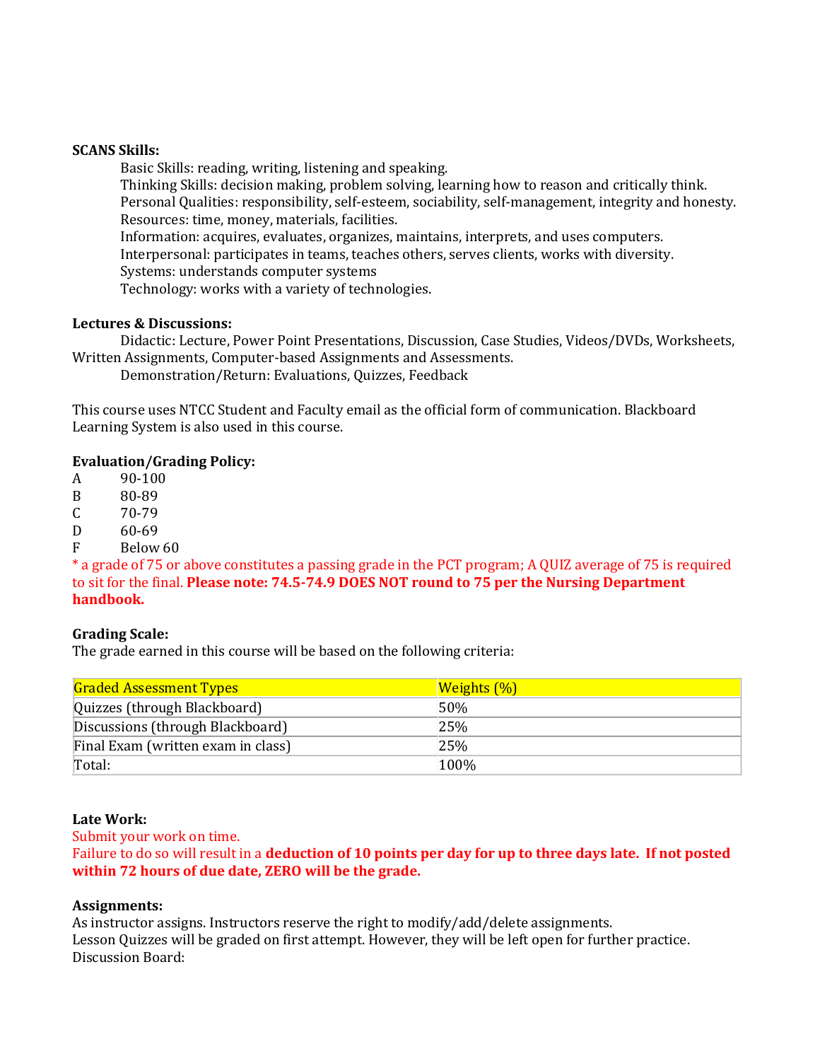**SCANS Skills:**

Basic Skills: reading, writing, listening and speaking.
Thinking Skills: decision making, problem solving, learning how to reason and critically think.
Personal Qualities: responsibility, self-esteem, sociability, self-management, integrity and honesty.
Resources: time, money, materials, facilities.
Information: acquires, evaluates, organizes, maintains, interprets, and uses computers.
Interpersonal: participates in teams, teaches others, serves clients, works with diversity.
Systems: understands computer systems
Technology: works with a variety of technologies.

**Lectures & Discussions:**

Didactic: Lecture, Power Point Presentations, Discussion, Case Studies, Videos/DVDs, Worksheets, Written Assignments, Computer-based Assignments and Assessments.
Demonstration/Return: Evaluations, Quizzes, Feedback

This course uses NTCC Student and Faculty email as the official form of communication. Blackboard Learning System is also used in this course.

**Evaluation/Grading Policy:**

A 90-100
B 80-89
C 70-79
D 60-69
F Below 60

* a grade of 75 or above constitutes a passing grade in the PCT program; A QUIZ average of 75 is required to sit for the final. **Please note: 74.5-74.9 DOES NOT round to 75 per the Nursing Department handbook.**

**Grading Scale:**

The grade earned in this course will be based on the following criteria:

| Graded Assessment Types | Weights (%) |
|---|---|
| Quizzes (through Blackboard) | 50% |
| Discussions (through Blackboard) | 25% |
| Final Exam (written exam in class) | 25% |
| Total: | 100% |

**Late Work:**

Submit your work on time.
Failure to do so will result in a **deduction of 10 points per day for up to three days late. If not posted within 72 hours of due date, ZERO will be the grade.**

**Assignments:**

As instructor assigns. Instructors reserve the right to modify/add/delete assignments.
Lesson Quizzes will be graded on first attempt. However, they will be left open for further practice.
Discussion Board: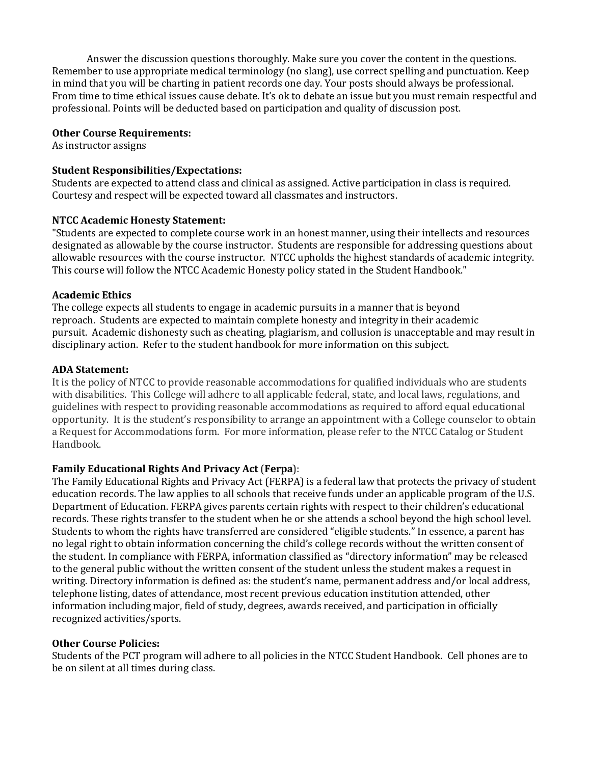Answer the discussion questions thoroughly. Make sure you cover the content in the questions. Remember to use appropriate medical terminology (no slang), use correct spelling and punctuation. Keep in mind that you will be charting in patient records one day. Your posts should always be professional. From time to time ethical issues cause debate. It's ok to debate an issue but you must remain respectful and professional. Points will be deducted based on participation and quality of discussion post.

**Other Course Requirements:**
As instructor assigns

**Student Responsibilities/Expectations:**
Students are expected to attend class and clinical as assigned. Active participation in class is required. Courtesy and respect will be expected toward all classmates and instructors.

**NTCC Academic Honesty Statement:**
"Students are expected to complete course work in an honest manner, using their intellects and resources designated as allowable by the course instructor. Students are responsible for addressing questions about allowable resources with the course instructor. NTCC upholds the highest standards of academic integrity. This course will follow the NTCC Academic Honesty policy stated in the Student Handbook."

**Academic Ethics**
The college expects all students to engage in academic pursuits in a manner that is beyond reproach. Students are expected to maintain complete honesty and integrity in their academic pursuit. Academic dishonesty such as cheating, plagiarism, and collusion is unacceptable and may result in disciplinary action. Refer to the student handbook for more information on this subject.

**ADA Statement:**
It is the policy of NTCC to provide reasonable accommodations for qualified individuals who are students with disabilities. This College will adhere to all applicable federal, state, and local laws, regulations, and guidelines with respect to providing reasonable accommodations as required to afford equal educational opportunity. It is the student's responsibility to arrange an appointment with a College counselor to obtain a Request for Accommodations form. For more information, please refer to the NTCC Catalog or Student Handbook.

**Family Educational Rights And Privacy Act** (**Ferpa**):
The Family Educational Rights and Privacy Act (FERPA) is a federal law that protects the privacy of student education records. The law applies to all schools that receive funds under an applicable program of the U.S. Department of Education. FERPA gives parents certain rights with respect to their children's educational records. These rights transfer to the student when he or she attends a school beyond the high school level. Students to whom the rights have transferred are considered "eligible students." In essence, a parent has no legal right to obtain information concerning the child's college records without the written consent of the student. In compliance with FERPA, information classified as "directory information" may be released to the general public without the written consent of the student unless the student makes a request in writing. Directory information is defined as: the student's name, permanent address and/or local address, telephone listing, dates of attendance, most recent previous education institution attended, other information including major, field of study, degrees, awards received, and participation in officially recognized activities/sports.

**Other Course Policies:**
Students of the PCT program will adhere to all policies in the NTCC Student Handbook. Cell phones are to be on silent at all times during class.